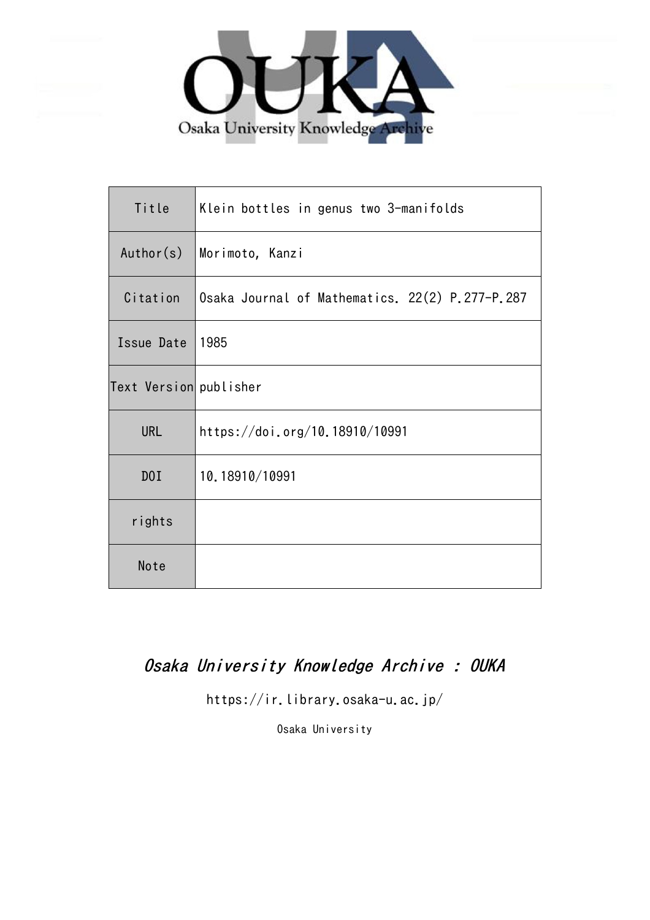| Title | Klein bottles in genus two 3-manifolds |
| --- | --- |
| Author(s) | Morimoto, Kanzi |
| Citation | Osaka Journal of Mathematics. 22(2) P.277-P.287 |
| Issue Date | 1985 |
| Text Version | publisher |
| URL | https://doi.org/10.18910/10991 |
| DOI | 10.18910/10991 |
| rights | |
| Note | |

*Osaka University Knowledge Archive : OUKA*

https://ir.library.osaka-u.ac.jp/

Osaka University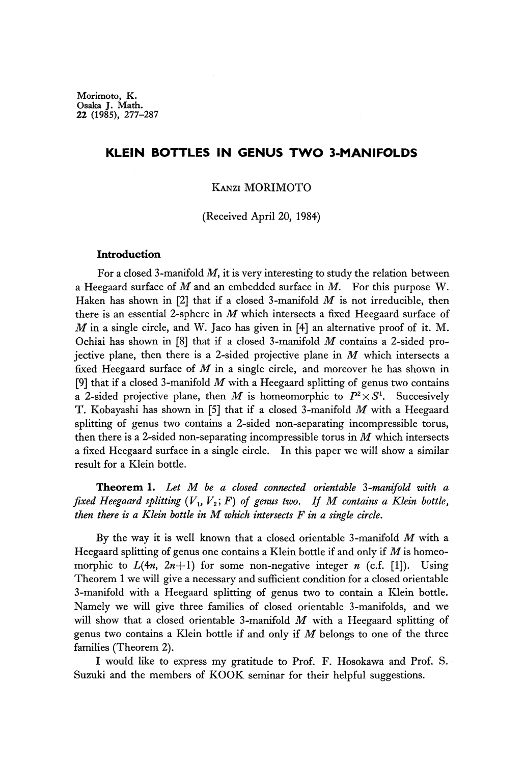Morimoto, K.
Osaka J. Math.
22 (1985), 277-287

# KLEIN BOTTLES IN GENUS TWO 3-MANIFOLDS

KANZI MORIMOTO

(Received April 20, 1984)

## Introduction

For a closed 3-manifold $M$, it is very interesting to study the relation between a Heegaard surface of $M$ and an embedded surface in $M$. For this purpose W. Haken has shown in [2] that if a closed 3-manifold $M$ is not irreducible, then there is an essential 2-sphere in $M$ which intersects a fixed Heegaard surface of $M$ in a single circle, and W. Jaco has given in [4] an alternative proof of it. M. Ochiai has shown in [8] that if a closed 3-manifold $M$ contains a 2-sided projective plane, then there is a 2-sided projective plane in $M$ which intersects a fixed Heegaard surface of $M$ in a single circle, and moreover he has shown in [9] that if a closed 3-manifold $M$ with a Heegaard splitting of genus two contains a 2-sided projective plane, then $M$ is homeomorphic to $P^2 \times S^1$. Succesively T. Kobayashi has shown in [5] that if a closed 3-manifold $M$ with a Heegaard splitting of genus two contains a 2-sided non-separating incompressible torus, then there is a 2-sided non-separating incompressible torus in $M$ which intersects a fixed Heegaard surface in a single circle. In this paper we will show a similar result for a Klein bottle.

**Theorem 1.** *Let $M$ be a closed connected orientable 3-manifold with a fixed Heegaard splitting $(V_1, V_2; F)$ of genus two. If $M$ contains a Klein bottle, then there is a Klein bottle in $M$ which intersects $F$ in a single circle.*

By the way it is well known that a closed orientable 3-manifold $M$ with a Heegaard splitting of genus one contains a Klein bottle if and only if $M$ is homeomorphic to $L(4n, 2n+1)$ for some non-negative integer $n$ (c.f. [1]). Using Theorem 1 we will give a necessary and sufficient condition for a closed orientable 3-manifold with a Heegaard splitting of genus two to contain a Klein bottle. Namely we will give three families of closed orientable 3-manifolds, and we will show that a closed orientable 3-manifold $M$ with a Heegaard splitting of genus two contains a Klein bottle if and only if $M$ belongs to one of the three families (Theorem 2).

I would like to express my gratitude to Prof. F. Hosokawa and Prof. S. Suzuki and the members of KOOK seminar for their helpful suggestions.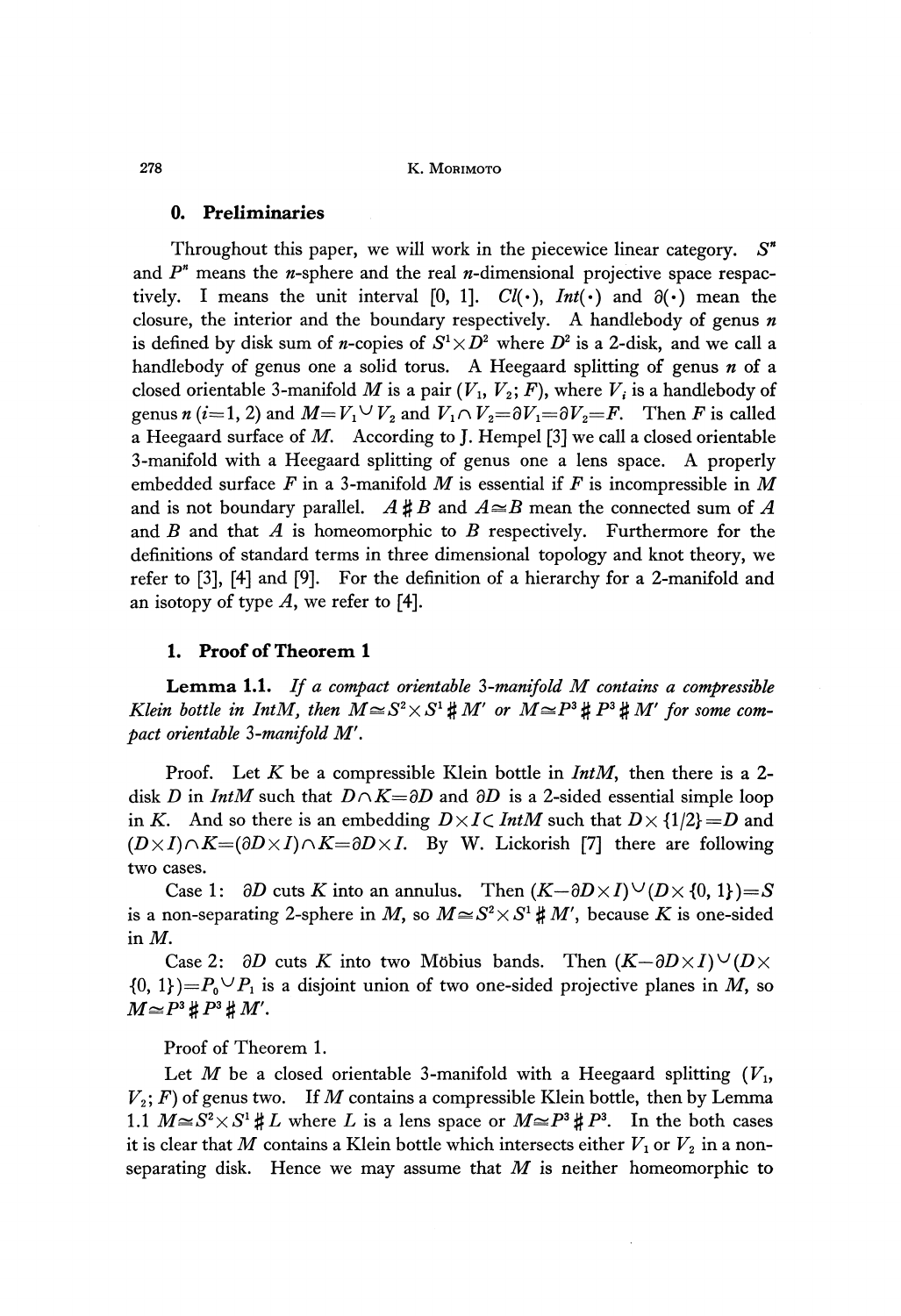## 0. Preliminaries

Throughout this paper, we will work in the piecewice linear category. $S^n$ and $P^n$ means the $n$-sphere and the real $n$-dimensional projective space respactively. I means the unit interval $[0, 1]$. $Cl(\cdot)$, $Int(\cdot)$ and $\partial(\cdot)$ mean the closure, the interior and the boundary respectively. A handlebody of genus $n$ is defined by disk sum of $n$-copies of $S^1\times D^2$ where $D^2$ is a 2-disk, and we call a handlebody of genus one a solid torus. A Heegaard splitting of genus $n$ of a closed orientable 3-manifold $M$ is a pair $(V_1, V_2; F)$, where $V_i$ is a handlebody of genus $n$ $(i=1, 2)$ and $M=V_1\cup V_2$ and $V_1\cap V_2=\partial V_1=\partial V_2=F$. Then $F$ is called a Heegaard surface of $M$. According to J. Hempel [3] we call a closed orientable 3-manifold with a Heegaard splitting of genus one a lens space. A properly embedded surface $F$ in a 3-manifold $M$ is essential if $F$ is incompressible in $M$ and is not boundary parallel. $A\# B$ and $A\cong B$ mean the connected sum of $A$ and $B$ and that $A$ is homeomorphic to $B$ respectively. Furthermore for the definitions of standard terms in three dimensional topology and knot theory, we refer to [3], [4] and [9]. For the definition of a hierarchy for a 2-manifold and an isotopy of type $A$, we refer to [4].

## 1. Proof of Theorem 1

**Lemma 1.1.** *If a compact orientable 3-manifold $M$ contains a compressible Klein bottle in $IntM$, then $M\cong S^2\times S^1\# M'$ or $M\cong P^3\# P^3\# M'$ for some compact orientable 3-manifold $M'$.*

Proof. Let $K$ be a compressible Klein bottle in $IntM$, then there is a 2-disk $D$ in $IntM$ such that $D\cap K=\partial D$ and $\partial D$ is a 2-sided essential simple loop in $K$. And so there is an embedding $D\times I\subset IntM$ such that $D\times\{1/2\}=D$ and $(D\times I)\cap K=(\partial D\times I)\cap K=\partial D\times I$. By W. Lickorish [7] there are following two cases.

Case 1: $\partial D$ cuts $K$ into an annulus. Then $(K-\partial D\times I)\cup(D\times\{0, 1\})=S$ is a non-separating 2-sphere in $M$, so $M\cong S^2\times S^1\# M'$, because $K$ is one-sided in $M$.

Case 2: $\partial D$ cuts $K$ into two Möbius bands. Then $(K-\partial D\times I)\cup(D\times\{0, 1\})=P_0\cup P_1$ is a disjoint union of two one-sided projective planes in $M$, so $M\cong P^3\# P^3\# M'$.

Proof of Theorem 1.

Let $M$ be a closed orientable 3-manifold with a Heegaard splitting $(V_1, V_2; F)$ of genus two. If $M$ contains a compressible Klein bottle, then by Lemma 1.1 $M\cong S^2\times S^1\# L$ where $L$ is a lens space or $M\cong P^3\# P^3$. In the both cases it is clear that $M$ contains a Klein bottle which intersects either $V_1$ or $V_2$ in a non-separating disk. Hence we may assume that $M$ is neither homeomorphic to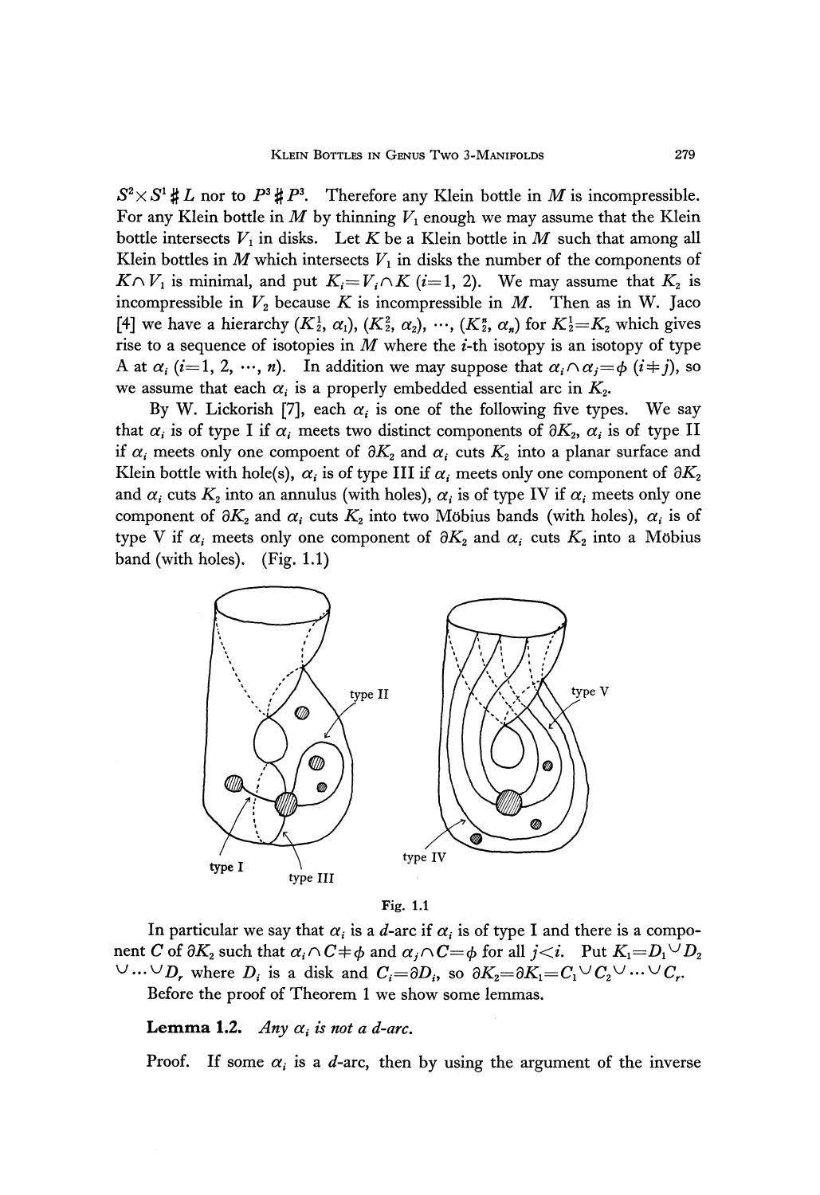$S^2 \times S^1 \# L$ nor to $P^3 \# P^3$. Therefore any Klein bottle in $M$ is incompressible. For any Klein bottle in $M$ by thinning $V_1$ enough we may assume that the Klein bottle intersects $V_1$ in disks. Let $K$ be a Klein bottle in $M$ such that among all Klein bottles in $M$ which intersects $V_1$ in disks the number of the components of $K \cap V_1$ is minimal, and put $K_i = V_i \cap K$ $(i=1, 2)$. We may assume that $K_2$ is incompressible in $V_2$ because $K$ is incompressible in $M$. Then as in W. Jaco [4] we have a hierarchy $(K_2^1, \alpha_1), (K_2^2, \alpha_2), \cdots, (K_2^n, \alpha_n)$ for $K_2^1 = K_2$ which gives rise to a sequence of isotopies in $M$ where the $i$-th isotopy is an isotopy of type A at $\alpha_i$ $(i=1, 2, \cdots, n)$. In addition we may suppose that $\alpha_i \cap \alpha_j = \phi$ $(i \neq j)$, so we assume that each $\alpha_i$ is a properly embedded essential arc in $K_2$.

By W. Lickorish [7], each $\alpha_i$ is one of the following five types. We say that $\alpha_i$ is of type I if $\alpha_i$ meets two distinct components of $\partial K_2$, $\alpha_i$ is of type II if $\alpha_i$ meets only one compoent of $\partial K_2$ and $\alpha_i$ cuts $K_2$ into a planar surface and Klein bottle with hole(s), $\alpha_i$ is of type III if $\alpha_i$ meets only one component of $\partial K_2$ and $\alpha_i$ cuts $K_2$ into an annulus (with holes), $\alpha_i$ is of type IV if $\alpha_i$ meets only one component of $\partial K_2$ and $\alpha_i$ cuts $K_2$ into two Möbius bands (with holes), $\alpha_i$ is of type V if $\alpha_i$ meets only one component of $\partial K_2$ and $\alpha_i$ cuts $K_2$ into a Möbius band (with holes). (Fig. 1.1)

Fig. 1.1

In particular we say that $\alpha_i$ is a $d$-arc if $\alpha_i$ is of type I and there is a component $C$ of $\partial K_2$ such that $\alpha_i \cap C \neq \phi$ and $\alpha_j \cap C = \phi$ for all $j < i$. Put $K_1 = D_1 \cup D_2 \cup \cdots \cup D_r$ where $D_i$ is a disk and $C_i = \partial D_i$, so $\partial K_2 = \partial K_1 = C_1 \cup C_2 \cup \cdots \cup C_r$.

Before the proof of Theorem 1 we show some lemmas.

**Lemma 1.2.** *Any $\alpha_i$ is not a $d$-arc.*

Proof. If some $\alpha_i$ is a $d$-arc, then by using the argument of the inverse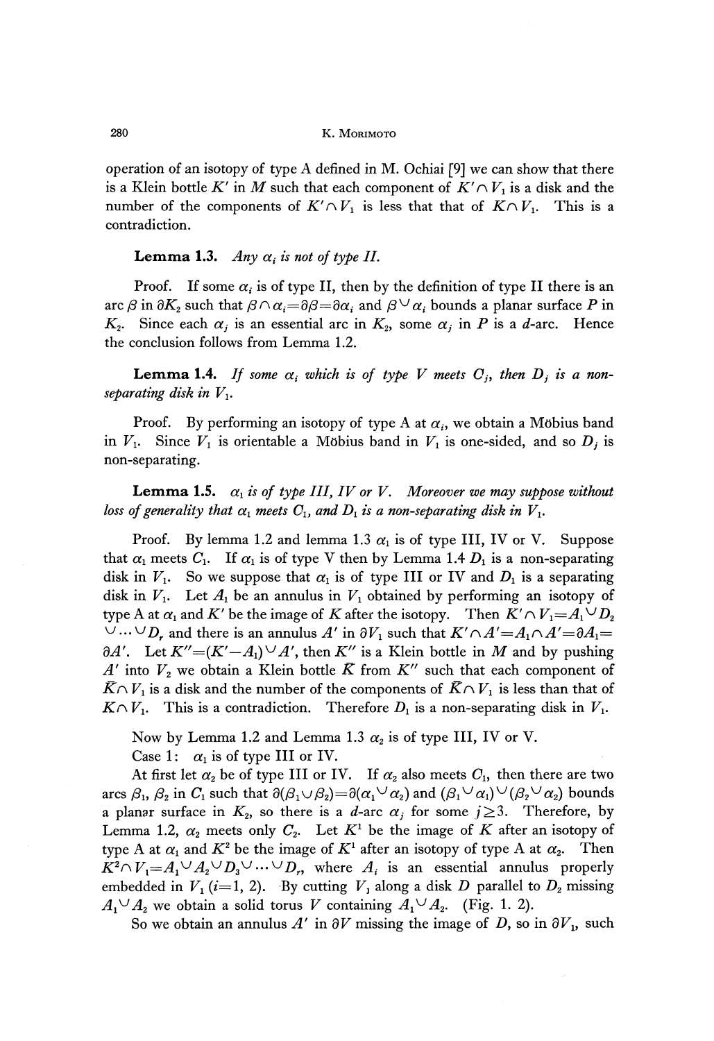operation of an isotopy of type A defined in M. Ochiai [9] we can show that there is a Klein bottle $K'$ in $M$ such that each component of $K' \cap V_1$ is a disk and the number of the components of $K' \cap V_1$ is less that that of $K \cap V_1$. This is a contradiction.

**Lemma 1.3.** *Any $\alpha_i$ is not of type II.*

Proof. If some $\alpha_i$ is of type II, then by the definition of type II there is an arc $\beta$ in $\partial K_2$ such that $\beta \cap \alpha_i = \partial \beta = \partial \alpha_i$ and $\beta \cup \alpha_i$ bounds a planar surface $P$ in $K_2$. Since each $\alpha_j$ is an essential arc in $K_2$, some $\alpha_j$ in $P$ is a $d$-arc. Hence the conclusion follows from Lemma 1.2.

**Lemma 1.4.** *If some $\alpha_i$ which is of type V meets $C_j$, then $D_j$ is a non-separating disk in $V_1$.*

Proof. By performing an isotopy of type A at $\alpha_i$, we obtain a Möbius band in $V_1$. Since $V_1$ is orientable a Möbius band in $V_1$ is one-sided, and so $D_j$ is non-separating.

**Lemma 1.5.** *$\alpha_1$ is of type III, IV or V. Moreover we may suppose without loss of generality that $\alpha_1$ meets $C_1$, and $D_1$ is a non-separating disk in $V_1$.*

Proof. By lemma 1.2 and lemma 1.3 $\alpha_1$ is of type III, IV or V. Suppose that $\alpha_1$ meets $C_1$. If $\alpha_1$ is of type V then by Lemma 1.4 $D_1$ is a non-separating disk in $V_1$. So we suppose that $\alpha_1$ is of type III or IV and $D_1$ is a separating disk in $V_1$. Let $A_1$ be an annulus in $V_1$ obtained by performing an isotopy of type A at $\alpha_1$ and $K'$ be the image of $K$ after the isotopy. Then $K' \cap V_1 = A_1 \cup D_2 \cup \cdots \cup D_r$ and there is an annulus $A'$ in $\partial V_1$ such that $K' \cap A' = A_1 \cap A' = \partial A_1 = \partial A'$. Let $K'' = (K' - A_1) \cup A'$, then $K''$ is a Klein bottle in $M$ and by pushing $A'$ into $V_2$ we obtain a Klein bottle $\bar{K}$ from $K''$ such that each component of $\bar{K} \cap V_1$ is a disk and the number of the components of $\bar{K} \cap V_1$ is less than that of $K \cap V_1$. This is a contradiction. Therefore $D_1$ is a non-separating disk in $V_1$.

Now by Lemma 1.2 and Lemma 1.3 $\alpha_2$ is of type III, IV or V.

Case 1: $\alpha_1$ is of type III or IV.

At first let $\alpha_2$ be of type III or IV. If $\alpha_2$ also meets $C_1$, then there are two arcs $\beta_1$, $\beta_2$ in $C_1$ such that $\partial(\beta_1 \cup \beta_2) = \partial(\alpha_1 \cup \alpha_2)$ and $(\beta_1 \cup \alpha_1) \cup (\beta_2 \cup \alpha_2)$ bounds a planar surface in $K_2$, so there is a $d$-arc $\alpha_j$ for some $j \geq 3$. Therefore, by Lemma 1.2, $\alpha_2$ meets only $C_2$. Let $K^1$ be the image of $K$ after an isotopy of type A at $\alpha_1$ and $K^2$ be the image of $K^1$ after an isotopy of type A at $\alpha_2$. Then $K^2 \cap V_1 = A_1 \cup A_2 \cup D_3 \cup \cdots \cup D_r$, where $A_i$ is an essential annulus properly embedded in $V_1$ $(i=1, 2)$. By cutting $V_1$ along a disk $D$ parallel to $D_2$ missing $A_1 \cup A_2$ we obtain a solid torus $V$ containing $A_1 \cup A_2$. (Fig. 1. 2).

So we obtain an annulus $A'$ in $\partial V$ missing the image of $D$, so in $\partial V_1$, such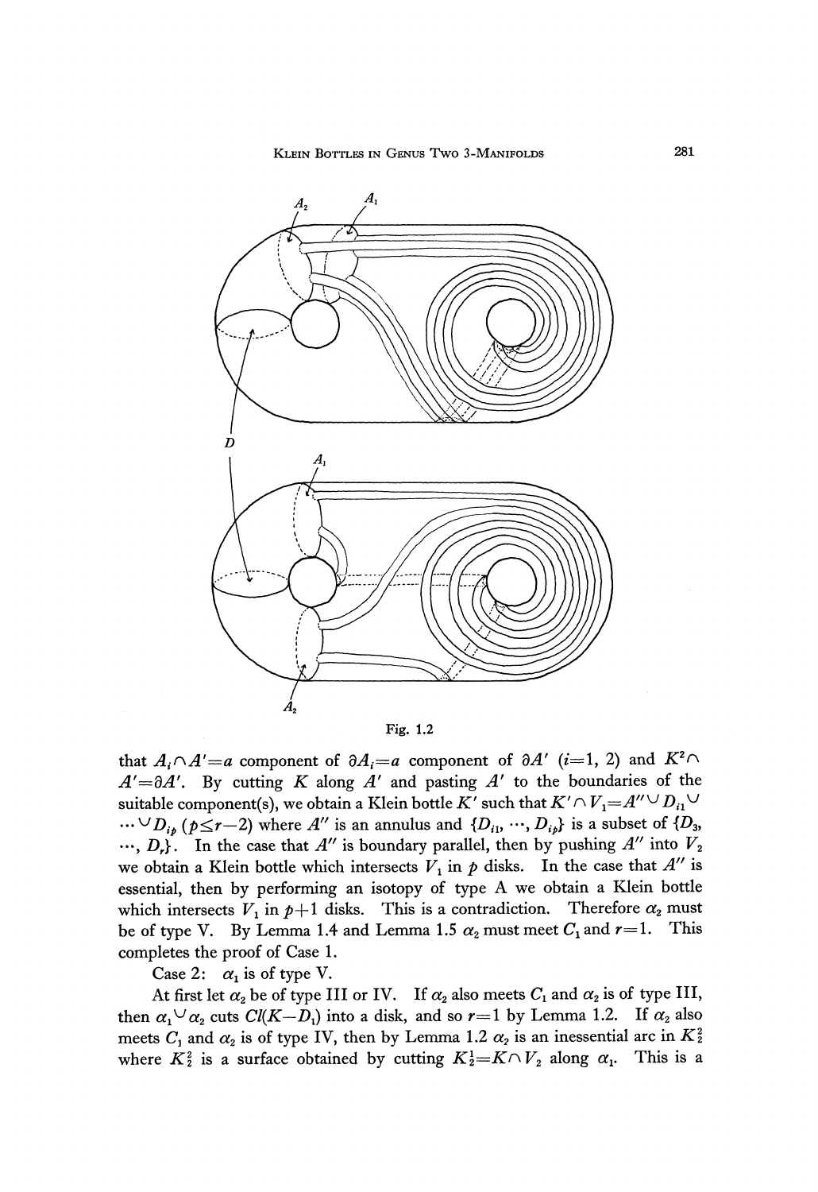Fig. 1.2

that $A_i \cap A' =$ a component of $\partial A_i =$ a component of $\partial A'$ ($i=1, 2$) and $K^2 \cap A' = \partial A'$. By cutting $K$ along $A'$ and pasting $A'$ to the boundaries of the suitable component(s), we obtain a Klein bottle $K'$ such that $K' \cap V_1 = A'' \cup D_{i1} \cup \cdots \cup D_{ip}$ ($p \leq r-2$) where $A''$ is an annulus and $\{D_{i1}, \cdots, D_{ip}\}$ is a subset of $\{D_3, \cdots, D_r\}$. In the case that $A''$ is boundary parallel, then by pushing $A''$ into $V_2$ we obtain a Klein bottle which intersects $V_1$ in $p$ disks. In the case that $A''$ is essential, then by performing an isotopy of type A we obtain a Klein bottle which intersects $V_1$ in $p+1$ disks. This is a contradiction. Therefore $\alpha_2$ must be of type V. By Lemma 1.4 and Lemma 1.5 $\alpha_2$ must meet $C_1$ and $r=1$. This completes the proof of Case 1.

Case 2: $\alpha_1$ is of type V.

At first let $\alpha_2$ be of type III or IV. If $\alpha_2$ also meets $C_1$ and $\alpha_2$ is of type III, then $\alpha_1 \cup \alpha_2$ cuts $Cl(K-D_1)$ into a disk, and so $r=1$ by Lemma 1.2. If $\alpha_2$ also meets $C_1$ and $\alpha_2$ is of type IV, then by Lemma 1.2 $\alpha_2$ is an inessential arc in $K_2^2$ where $K_2^2$ is a surface obtained by cutting $K_2^1 = K \cap V_2$ along $\alpha_1$. This is a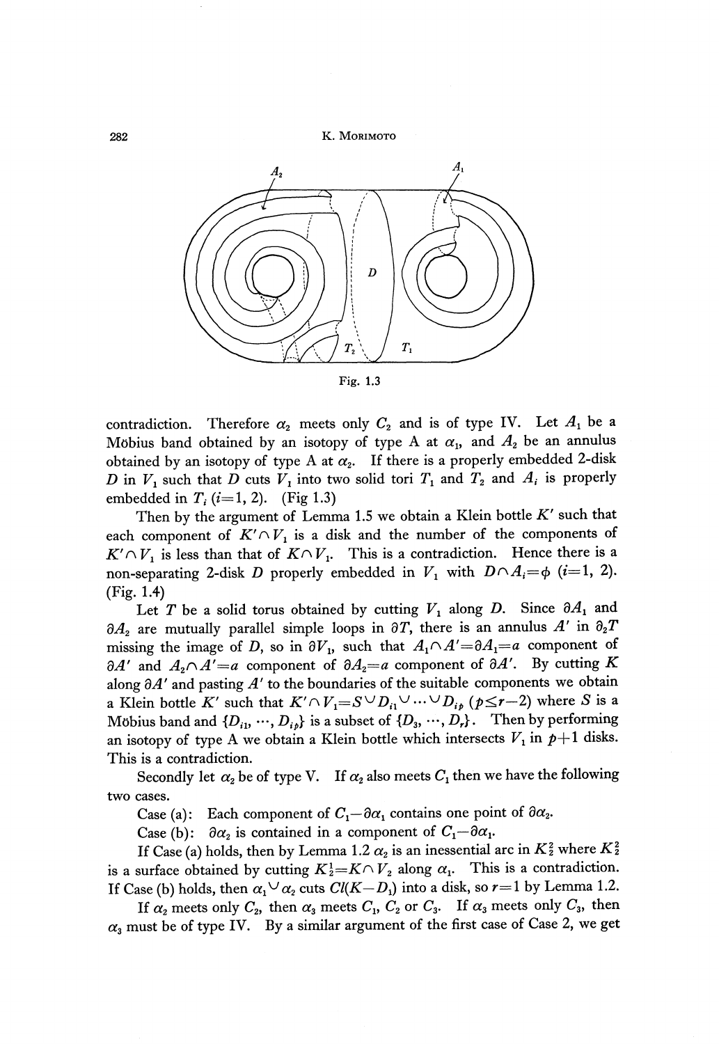Fig. 1.3

contradiction. Therefore $\alpha_2$ meets only $C_2$ and is of type IV. Let $A_1$ be a Möbius band obtained by an isotopy of type A at $\alpha_1$, and $A_2$ be an annulus obtained by an isotopy of type A at $\alpha_2$. If there is a properly embedded 2-disk $D$ in $V_1$ such that $D$ cuts $V_1$ into two solid tori $T_1$ and $T_2$ and $A_i$ is properly embedded in $T_i$ $(i=1, 2)$. (Fig 1.3)

Then by the argument of Lemma 1.5 we obtain a Klein bottle $K'$ such that each component of $K' \cap V_1$ is a disk and the number of the components of $K' \cap V_1$ is less than that of $K \cap V_1$. This is a contradiction. Hence there is a non-separating 2-disk $D$ properly embedded in $V_1$ with $D \cap A_i = \phi$ $(i=1, 2)$. (Fig. 1.4)

Let $T$ be a solid torus obtained by cutting $V_1$ along $D$. Since $\partial A_1$ and $\partial A_2$ are mutually parallel simple loops in $\partial T$, there is an annulus $A'$ in $\partial_2 T$ missing the image of $D$, so in $\partial V_1$, such that $A_1 \cap A' = \partial A_1 =$ a component of $\partial A'$ and $A_2 \cap A' =$ a component of $\partial A_2 =$ a component of $\partial A'$. By cutting $K$ along $\partial A'$ and pasting $A'$ to the boundaries of the suitable components we obtain a Klein bottle $K'$ such that $K' \cap V_1 = S \cup D_{i_1} \cup \cdots \cup D_{i_p}$ $(p \leq r-2)$ where $S$ is a Möbius band and $\{D_{i_1}, \cdots, D_{i_p}\}$ is a subset of $\{D_3, \cdots, D_r\}$. Then by performing an isotopy of type A we obtain a Klein bottle which intersects $V_1$ in $p+1$ disks. This is a contradiction.

Secondly let $\alpha_2$ be of type V. If $\alpha_2$ also meets $C_1$ then we have the following two cases.

Case (a): Each component of $C_1 - \partial\alpha_1$ contains one point of $\partial\alpha_2$.

Case (b): $\partial\alpha_2$ is contained in a component of $C_1 - \partial\alpha_1$.

If Case (a) holds, then by Lemma 1.2 $\alpha_2$ is an inessential arc in $K_2^2$ where $K_2^2$ is a surface obtained by cutting $K_2^1 = K \cap V_2$ along $\alpha_1$. This is a contradiction. If Case (b) holds, then $\alpha_1 \cup \alpha_2$ cuts $Cl(K - D_1)$ into a disk, so $r=1$ by Lemma 1.2.

If $\alpha_2$ meets only $C_2$, then $\alpha_3$ meets $C_1$, $C_2$ or $C_3$. If $\alpha_3$ meets only $C_3$, then $\alpha_3$ must be of type IV. By a similar argument of the first case of Case 2, we get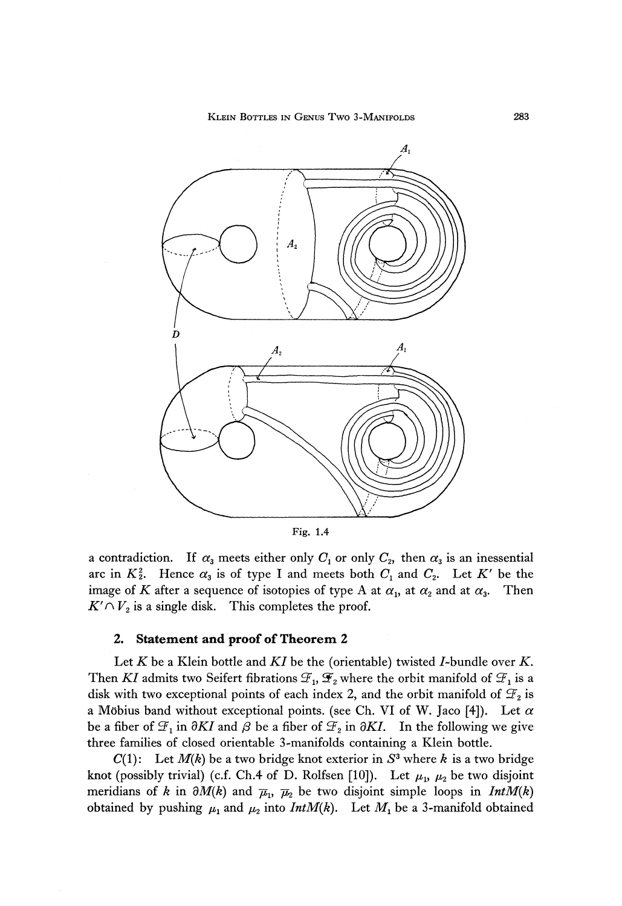Fig. 1.4

a contradiction. If $\alpha_3$ meets either only $C_1$ or only $C_2$, then $\alpha_3$ is an inessential arc in $K_2^2$. Hence $\alpha_3$ is of type I and meets both $C_1$ and $C_2$. Let $K'$ be the image of $K$ after a sequence of isotopies of type A at $\alpha_1$, at $\alpha_2$ and at $\alpha_3$. Then $K' \cap V_2$ is a single disk. This completes the proof.

## 2. Statement and proof of Theorem 2

Let $K$ be a Klein bottle and $KI$ be the (orientable) twisted $I$-bundle over $K$. Then $KI$ admits two Seifert fibrations $\mathcal{F}_1$, $\mathcal{F}_2$ where the orbit manifold of $\mathcal{F}_1$ is a disk with two exceptional points of each index 2, and the orbit manifold of $\mathcal{F}_2$ is a Möbius band without exceptional points. (see Ch. VI of W. Jaco [4]). Let $\alpha$ be a fiber of $\mathcal{F}_1$ in $\partial KI$ and $\beta$ be a fiber of $\mathcal{F}_2$ in $\partial KI$. In the following we give three families of closed orientable 3-manifolds containing a Klein bottle.

$C(1)$: Let $M(k)$ be a two bridge knot exterior in $S^3$ where $k$ is a two bridge knot (possibly trivial) (c.f. Ch.4 of D. Rolfsen [10]). Let $\mu_1$, $\mu_2$ be two disjoint meridians of $k$ in $\partial M(k)$ and $\bar{\mu}_1$, $\bar{\mu}_2$ be two disjoint simple loops in $Int M(k)$ obtained by pushing $\mu_1$ and $\mu_2$ into $Int M(k)$. Let $M_1$ be a 3-manifold obtained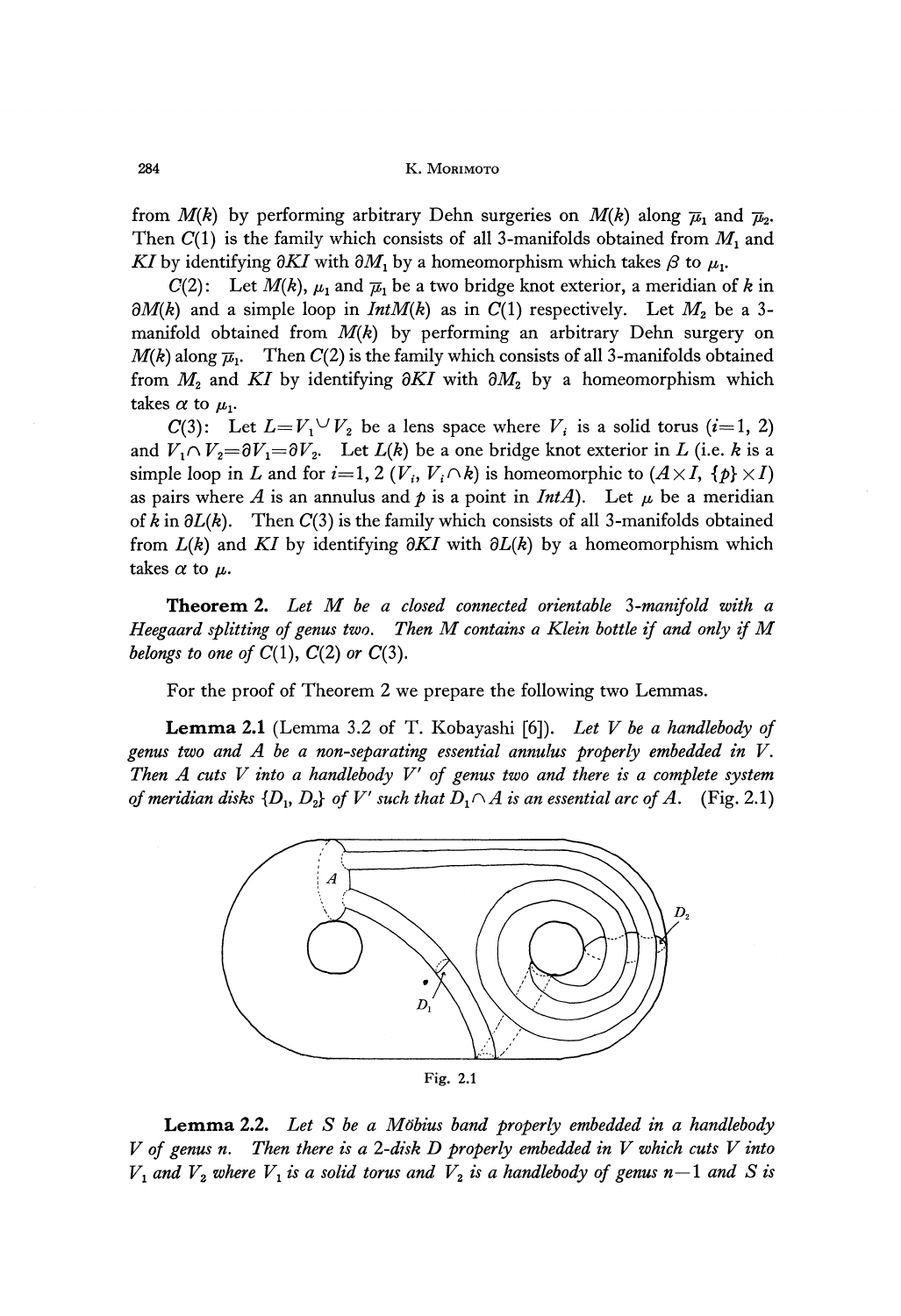from $M(k)$ by performing arbitrary Dehn surgeries on $M(k)$ along $\bar{\mu}_1$ and $\bar{\mu}_2$. Then $C(1)$ is the family which consists of all 3-manifolds obtained from $M_1$ and $KI$ by identifying $\partial KI$ with $\partial M_1$ by a homeomorphism which takes $\beta$ to $\mu_1$.

$C(2)$: Let $M(k)$, $\mu_1$ and $\bar{\mu}_1$ be a two bridge knot exterior, a meridian of $k$ in $\partial M(k)$ and a simple loop in $IntM(k)$ as in $C(1)$ respectively. Let $M_2$ be a 3-manifold obtained from $M(k)$ by performing an arbitrary Dehn surgery on $M(k)$ along $\bar{\mu}_1$. Then $C(2)$ is the family which consists of all 3-manifolds obtained from $M_2$ and $KI$ by identifying $\partial KI$ with $\partial M_2$ by a homeomorphism which takes $\alpha$ to $\mu_1$.

$C(3)$: Let $L=V_1 \cup V_2$ be a lens space where $V_i$ is a solid torus ($i=1, 2$) and $V_1 \cap V_2 = \partial V_1 = \partial V_2$. Let $L(k)$ be a one bridge knot exterior in $L$ (i.e. $k$ is a simple loop in $L$ and for $i=1, 2$ ($V_i$, $V_i \cap k$) is homeomorphic to ($A \times I$, $\{p\} \times I$) as pairs where $A$ is an annulus and $p$ is a point in $IntA$). Let $\mu$ be a meridian of $k$ in $\partial L(k)$. Then $C(3)$ is the family which consists of all 3-manifolds obtained from $L(k)$ and $KI$ by identifying $\partial KI$ with $\partial L(k)$ by a homeomorphism which takes $\alpha$ to $\mu$.

**Theorem 2.** *Let $M$ be a closed connected orientable 3-manifold with a Heegaard splitting of genus two. Then $M$ contains a Klein bottle if and only if $M$ belongs to one of $C(1)$, $C(2)$ or $C(3)$.*

For the proof of Theorem 2 we prepare the following two Lemmas.

**Lemma 2.1** (Lemma 3.2 of T. Kobayashi [6]). *Let $V$ be a handlebody of genus two and $A$ be a non-separating essential annulus properly embedded in $V$. Then $A$ cuts $V$ into a handlebody $V'$ of genus two and there is a complete system of meridian disks $\{D_1, D_2\}$ of $V'$ such that $D_1 \cap A$ is an essential arc of $A$.* (Fig. 2.1)

Fig. 2.1

**Lemma 2.2.** *Let $S$ be a Möbius band properly embedded in a handlebody $V$ of genus $n$. Then there is a 2-disk $D$ properly embedded in $V$ which cuts $V$ into $V_1$ and $V_2$ where $V_1$ is a solid torus and $V_2$ is a handlebody of genus $n-1$ and $S$ is*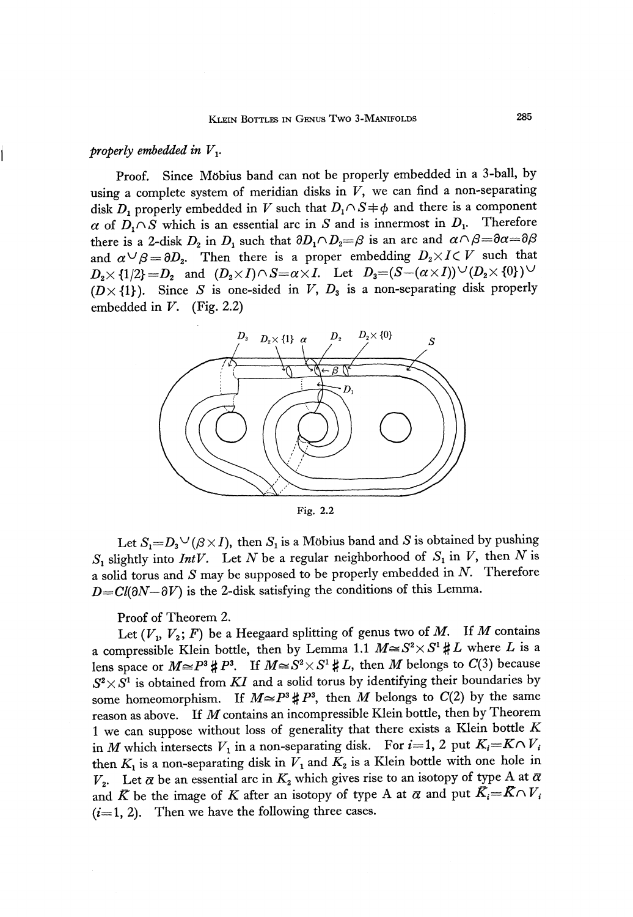*properly embedded in* $V_1$.

Proof. Since Möbius band can not be properly embedded in a 3-ball, by using a complete system of meridian disks in $V$, we can find a non-separating disk $D_1$ properly embedded in $V$ such that $D_1 \cap S \neq \phi$ and there is a component $\alpha$ of $D_1 \cap S$ which is an essential arc in $S$ and is innermost in $D_1$. Therefore there is a 2-disk $D_2$ in $D_1$ such that $\partial D_1 \cap D_2 = \beta$ is an arc and $\alpha \cap \beta = \partial\alpha = \partial\beta$ and $\alpha \cup \beta = \partial D_2$. Then there is a proper embedding $D_2 \times I \subset V$ such that $D_2 \times \{1/2\} = D_2$ and $(D_2 \times I) \cap S = \alpha \times I$. Let $D_3 = (S - (\alpha \times I)) \cup (D_2 \times \{0\}) \cup (D \times \{1\})$. Since $S$ is one-sided in $V$, $D_3$ is a non-separating disk properly embedded in $V$. (Fig. 2.2)

Fig. 2.2

Let $S_1 = D_3 \cup (\beta \times I)$, then $S_1$ is a Möbius band and $S$ is obtained by pushing $S_1$ slightly into $Int V$. Let $N$ be a regular neighborhood of $S_1$ in $V$, then $N$ is a solid torus and $S$ may be supposed to be properly embedded in $N$. Therefore $D = Cl(\partial N - \partial V)$ is the 2-disk satisfying the conditions of this Lemma.

Proof of Theorem 2.

Let $(V_1, V_2; F)$ be a Heegaard splitting of genus two of $M$. If $M$ contains a compressible Klein bottle, then by Lemma 1.1 $M \cong S^2 \times S^1 \# L$ where $L$ is a lens space or $M \cong P^3 \# P^3$. If $M \cong S^2 \times S^1 \# L$, then $M$ belongs to $C(3)$ because $S^2 \times S^1$ is obtained from $KI$ and a solid torus by identifying their boundaries by some homeomorphism. If $M \cong P^3 \# P^3$, then $M$ belongs to $C(2)$ by the same reason as above. If $M$ contains an incompressible Klein bottle, then by Theorem 1 we can suppose without loss of generality that there exists a Klein bottle $K$ in $M$ which intersects $V_1$ in a non-separating disk. For $i = 1, 2$ put $K_i = K \cap V_i$ then $K_1$ is a non-separating disk in $V_1$ and $K_2$ is a Klein bottle with one hole in $V_2$. Let $\bar{\alpha}$ be an essential arc in $K_2$ which gives rise to an isotopy of type A at $\bar{\alpha}$ and $\bar{K}$ be the image of $K$ after an isotopy of type A at $\bar{\alpha}$ and put $\bar{K}_i = \bar{K} \cap V_i$ $(i = 1, 2)$. Then we have the following three cases.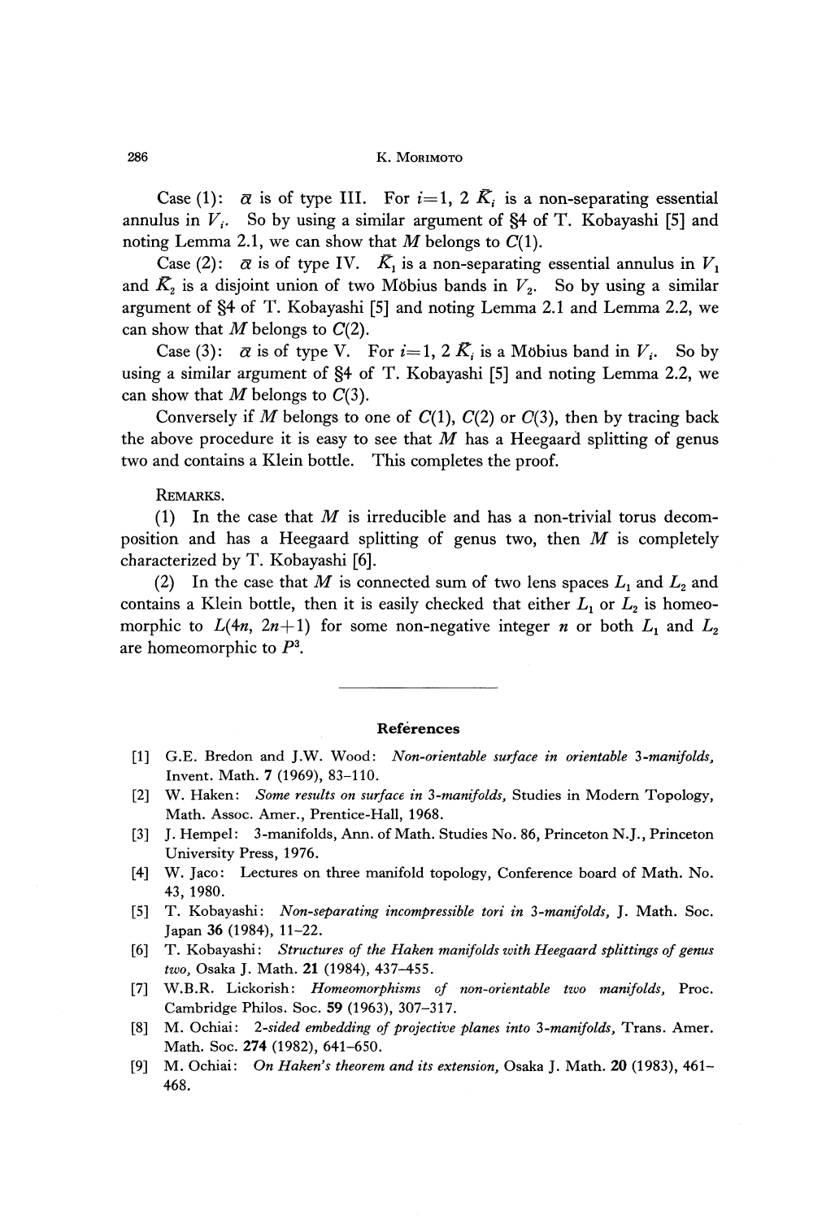Case (1): $\bar{\alpha}$ is of type III. For $i=1, 2$ $\bar{K}_i$ is a non-separating essential annulus in $V_i$. So by using a similar argument of §4 of T. Kobayashi [5] and noting Lemma 2.1, we can show that $M$ belongs to $C(1)$.

Case (2): $\bar{\alpha}$ is of type IV. $\bar{K}_1$ is a non-separating essential annulus in $V_1$ and $\bar{K}_2$ is a disjoint union of two Möbius bands in $V_2$. So by using a similar argument of §4 of T. Kobayashi [5] and noting Lemma 2.1 and Lemma 2.2, we can show that $M$ belongs to $C(2)$.

Case (3): $\bar{\alpha}$ is of type V. For $i=1, 2$ $\bar{K}_i$ is a Möbius band in $V_i$. So by using a similar argument of §4 of T. Kobayashi [5] and noting Lemma 2.2, we can show that $M$ belongs to $C(3)$.

Conversely if $M$ belongs to one of $C(1)$, $C(2)$ or $C(3)$, then by tracing back the above procedure it is easy to see that $M$ has a Heegaard splitting of genus two and contains a Klein bottle. This completes the proof.

REMARKS.

(1) In the case that $M$ is irreducible and has a non-trivial torus decomposition and has a Heegaard splitting of genus two, then $M$ is completely characterized by T. Kobayashi [6].

(2) In the case that $M$ is connected sum of two lens spaces $L_1$ and $L_2$ and contains a Klein bottle, then it is easily checked that either $L_1$ or $L_2$ is homeomorphic to $L(4n, 2n+1)$ for some non-negative integer $n$ or both $L_1$ and $L_2$ are homeomorphic to $P^3$.

---

## References

[1] G.E. Bredon and J.W. Wood: *Non-orientable surface in orientable 3-manifolds*, Invent. Math. 7 (1969), 83–110.

[2] W. Haken: *Some results on surface in 3-manifolds*, Studies in Modern Topology, Math. Assoc. Amer., Prentice-Hall, 1968.

[3] J. Hempel: 3-manifolds, Ann. of Math. Studies No. 86, Princeton N.J., Princeton University Press, 1976.

[4] W. Jaco: Lectures on three manifold topology, Conference board of Math. No. 43, 1980.

[5] T. Kobayashi: *Non-separating incompressible tori in 3-manifolds*, J. Math. Soc. Japan 36 (1984), 11–22.

[6] T. Kobayashi: *Structures of the Haken manifolds with Heegaard splittings of genus two*, Osaka J. Math. 21 (1984), 437–455.

[7] W.B.R. Lickorish: *Homeomorphisms of non-orientable two manifolds*, Proc. Cambridge Philos. Soc. 59 (1963), 307–317.

[8] M. Ochiai: *2-sided embedding of projective planes into 3-manifolds*, Trans. Amer. Math. Soc. 274 (1982), 641–650.

[9] M. Ochiai: *On Haken's theorem and its extension*, Osaka J. Math. 20 (1983), 461–468.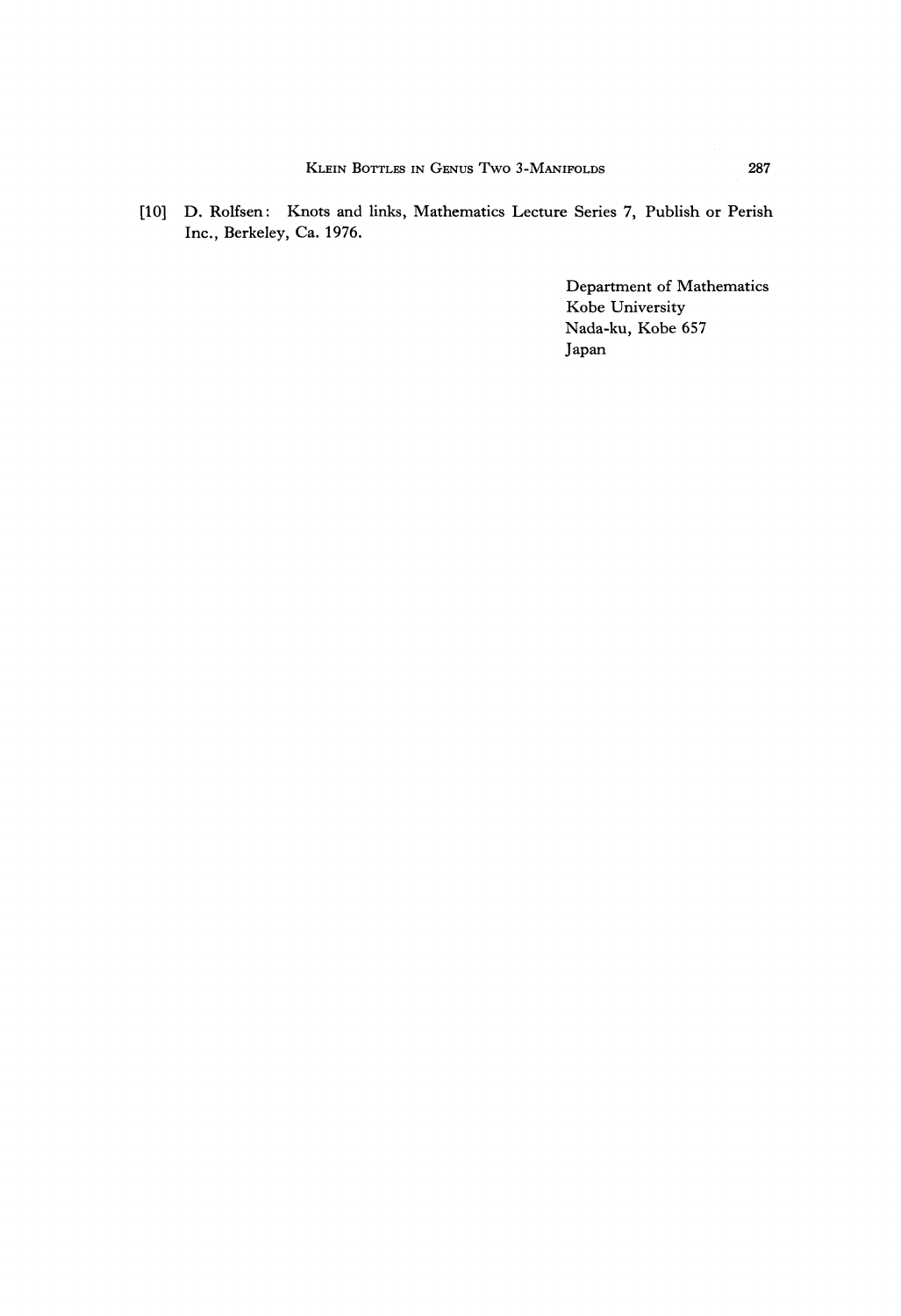[10] D. Rolfsen: Knots and links, Mathematics Lecture Series 7, Publish or Perish Inc., Berkeley, Ca. 1976.

Department of Mathematics
Kobe University
Nada-ku, Kobe 657
Japan